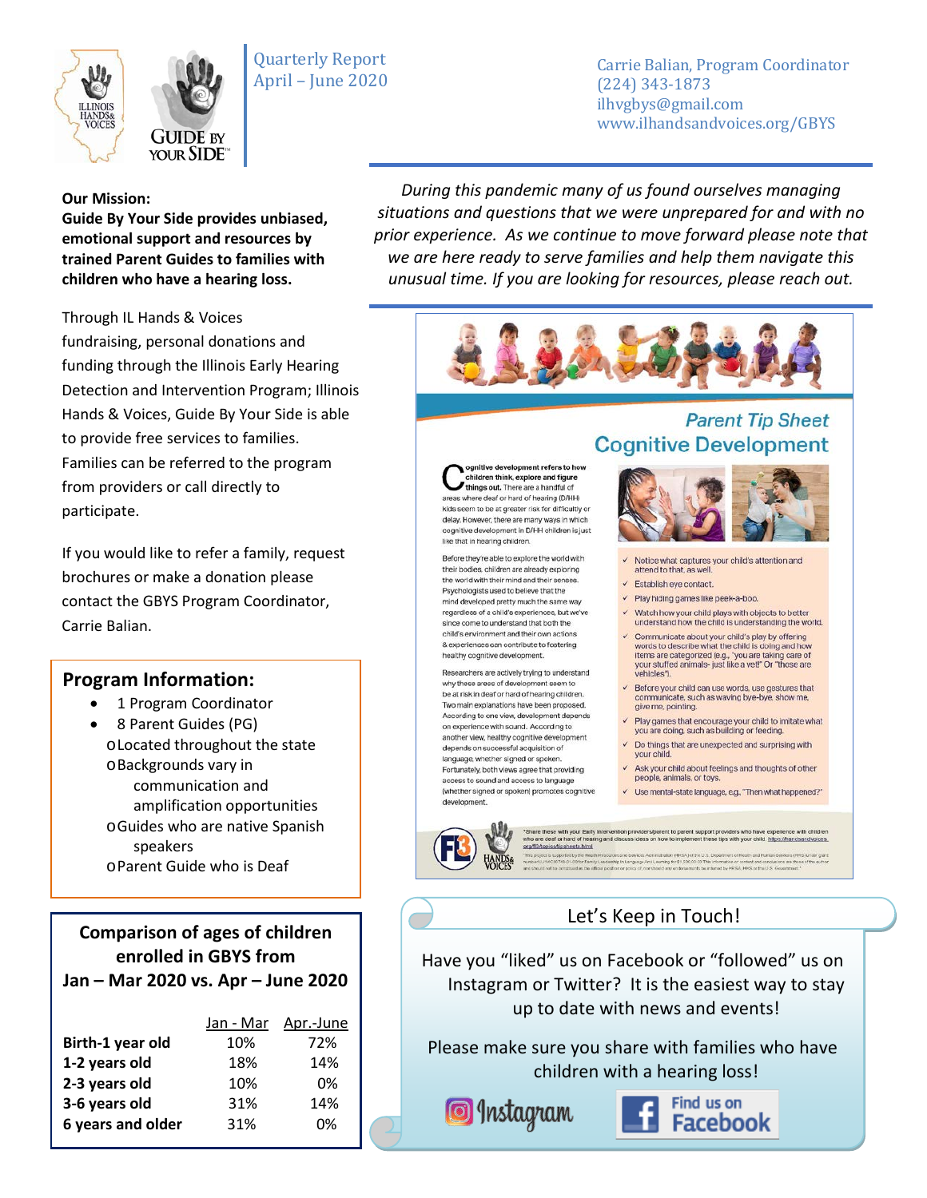Quarterly Report
April – June 2020

Carrie Balian, Program Coordinator
(224) 343-1873
ilhvgbys@gmail.com
www.ilhandsandvoices.org/GBYS

**Our Mission:**
**Guide By Your Side provides unbiased, emotional support and resources by trained Parent Guides to families with children who have a hearing loss.**

Through IL Hands & Voices fundraising, personal donations and funding through the Illinois Early Hearing Detection and Intervention Program; Illinois Hands & Voices, Guide By Your Side is able to provide free services to families. Families can be referred to the program from providers or call directly to participate.

If you would like to refer a family, request brochures or make a donation please contact the GBYS Program Coordinator, Carrie Balian.

## Program Information:

- 1 Program Coordinator
- 8 Parent Guides (PG)
  - Located throughout the state
  - Backgrounds vary in communication and amplification opportunities
  - Guides who are native Spanish speakers
  - Parent Guide who is Deaf

**Comparison of ages of children enrolled in GBYS from Jan – Mar 2020 vs. Apr – June 2020**

| | Jan - Mar | Apr.-June |
|---|---|---|
| **Birth-1 year old** | 10% | 72% |
| **1-2 years old** | 18% | 14% |
| **2-3 years old** | 10% | 0% |
| **3-6 years old** | 31% | 14% |
| **6 years and older** | 31% | 0% |

*During this pandemic many of us found ourselves managing situations and questions that we were unprepared for and with no prior experience. As we continue to move forward please note that we are here ready to serve families and help them navigate this unusual time. If you are looking for resources, please reach out.*

### Parent Tip Sheet
### Cognitive Development

**Cognitive development refers to how children think, explore and figure things out.** There are a handful of areas where deaf or hard of hearing (D/HH) kids seem to be at greater risk for difficulty or delay. However, there are many ways in which cognitive development in D/HH children is just like that in hearing children.

Before they're able to explore the world with their bodies, children are already exploring the world with their mind and their senses. Psychologists used to believe that the mind developed pretty much the same way regardless of a child's experiences, but we've since come to understand that both the child's environment and their own actions & experiences can contribute to fostering healthy cognitive development.

Researchers are actively trying to understand why these areas of development seem to be at risk in deaf or hard of hearing children. Two main explanations have been proposed. According to one view, development depends on experience with sound. According to another view, healthy cognitive development depends on successful acquisition of language, whether signed or spoken. Fortunately, both views agree that providing access to sound and access to language (whether signed or spoken) promotes cognitive development.

- ✓ Notice what captures your child's attention and attend to that, as well.
- ✓ Establish eye contact.
- ✓ Play hiding games like peek-a-boo.
- ✓ Watch how your child plays with objects to better understand how the child is understanding the world.
- ✓ Communicate about your child's play by offering words to describe what the child is doing and how items are categorized (e.g., "you are taking care of your stuffed animals- just like a vet!" Or "those are vehicles").
- ✓ Before your child can use words, use gestures that communicate, such as waving bye-bye, show me, give me, pointing.
- ✓ Play games that encourage your child to imitate what you are doing, such as building or feeding.
- ✓ Do things that are unexpected and surprising with your child.
- ✓ Ask your child about feelings and thoughts of other people, animals, or toys.
- ✓ Use mental-state language, e.g., "Then what happened?"

"Share these with your Early Intervention providers/parent to parent support providers who have experience with children who are deaf or hard of hearing and discuss ideas on how to implement these tips with your child. https://handsandvoices.org/fl3/topics/tip-sheets.html

### Let's Keep in Touch!

Have you "liked" us on Facebook or "followed" us on Instagram or Twitter? It is the easiest way to stay up to date with news and events!

Please make sure you share with families who have children with a hearing loss!

Instagram | Find us on Facebook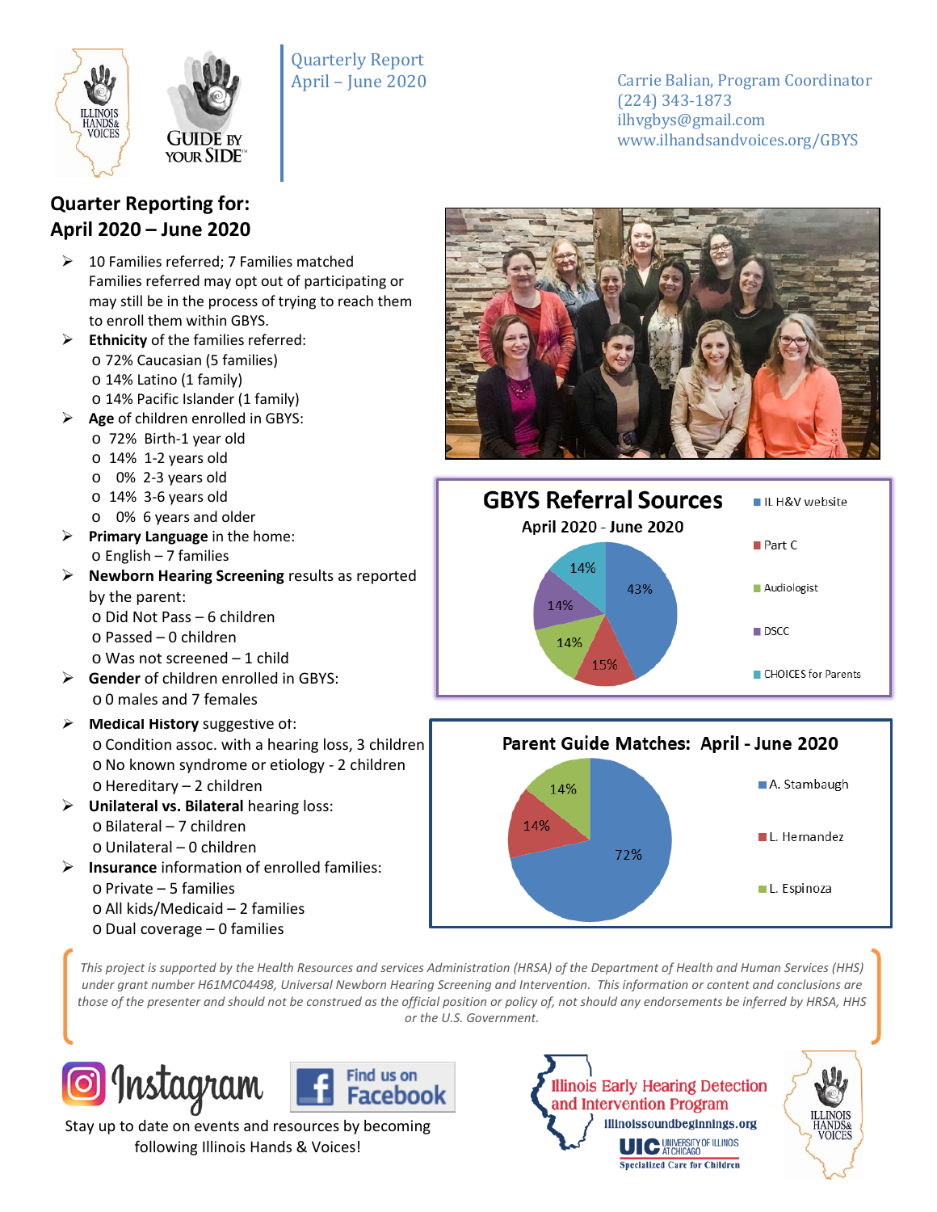Quarterly Report
April – June 2020

Carrie Balian, Program Coordinator
(224) 343-1873
ilhvgbys@gmail.com
www.ilhandsandvoices.org/GBYS

## Quarter Reporting for: April 2020 – June 2020

- 10 Families referred; 7 Families matched
  Families referred may opt out of participating or may still be in the process of trying to reach them to enroll them within GBYS.
- **Ethnicity** of the families referred:
  - 72% Caucasian (5 families)
  - 14% Latino (1 family)
  - 14% Pacific Islander (1 family)
- **Age** of children enrolled in GBYS:
  - 72% Birth-1 year old
  - 14% 1-2 years old
  - 0% 2-3 years old
  - 14% 3-6 years old
  - 0% 6 years and older
- **Primary Language** in the home:
  - English – 7 families
- **Newborn Hearing Screening** results as reported by the parent:
  - Did Not Pass – 6 children
  - Passed – 0 children
  - Was not screened – 1 child
- **Gender** of children enrolled in GBYS:
  - 0 males and 7 females
- **Medical History** suggestive of:
  - Condition assoc. with a hearing loss, 3 children
  - No known syndrome or etiology - 2 children
  - Hereditary – 2 children
- **Unilateral vs. Bilateral** hearing loss:
  - Bilateral – 7 children
  - Unilateral – 0 children
- **Insurance** information of enrolled families:
  - Private – 5 families
  - All kids/Medicaid – 2 families
  - Dual coverage – 0 families

**GBYS Referral Sources**
April 2020 - June 2020

43%
15%
14%
14%
14%

IL H&V website
Part C
Audiologist
DSCC
CHOICES for Parents

**Parent Guide Matches: April - June 2020**

72%
14%
14%

A. Stambaugh
L. Hernandez
L. Espinoza

*This project is supported by the Health Resources and services Administration (HRSA) of the Department of Health and Human Services (HHS) under grant number H61MC04498, Universal Newborn Hearing Screening and Intervention. This information or content and conclusions are those of the presenter and should not be construed as the official position or policy of, not should any endorsements be inferred by HRSA, HHS or the U.S. Government.*

Instagram | Find us on Facebook

Stay up to date on events and resources by becoming following Illinois Hands & Voices!

Illinois Early Hearing Detection and Intervention Program
illinoissoundbeginnings.org
UIC University of Illinois at Chicago
Specialized Care for Children